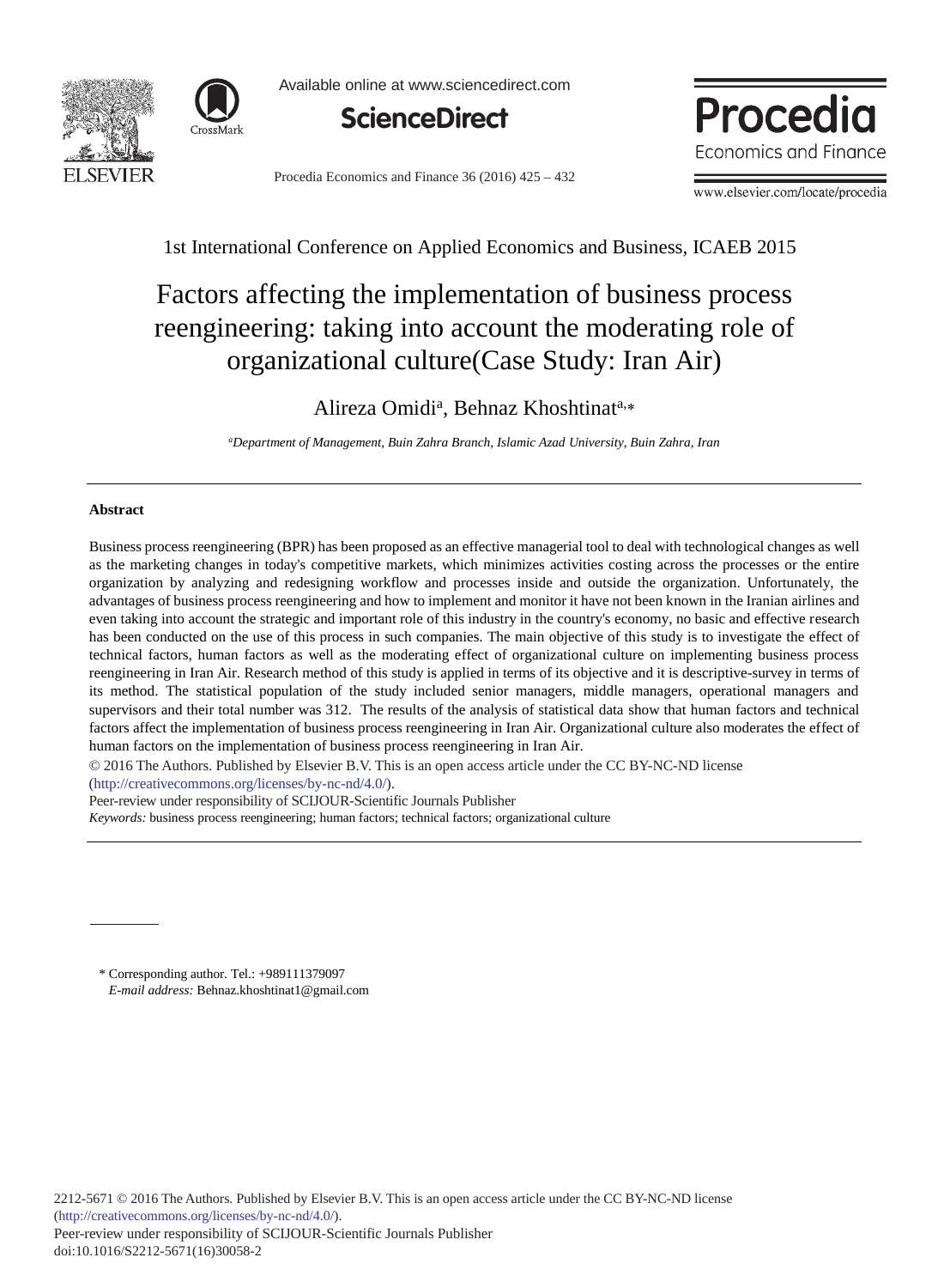1st International Conference on Applied Economics and Business, ICAEB 2015

# Factors affecting the implementation of business process reengineering: taking into account the moderating role of organizational culture(Case Study: Iran Air)

Alireza Omidi[a], Behnaz Khoshtinat[a,*]

[a]*Department of Management, Buin Zahra Branch, Islamic Azad University, Buin Zahra, Iran*

---

## Abstract

Business process reengineering (BPR) has been proposed as an effective managerial tool to deal with technological changes as well as the marketing changes in today's competitive markets, which minimizes activities costing across the processes or the entire organization by analyzing and redesigning workflow and processes inside and outside the organization. Unfortunately, the advantages of business process reengineering and how to implement and monitor it have not been known in the Iranian airlines and even taking into account the strategic and important role of this industry in the country's economy, no basic and effective research has been conducted on the use of this process in such companies. The main objective of this study is to investigate the effect of technical factors, human factors as well as the moderating effect of organizational culture on implementing business process reengineering in Iran Air. Research method of this study is applied in terms of its objective and it is descriptive-survey in terms of its method. The statistical population of the study included senior managers, middle managers, operational managers and supervisors and their total number was 312. The results of the analysis of statistical data show that human factors and technical factors affect the implementation of business process reengineering in Iran Air. Organizational culture also moderates the effect of human factors on the implementation of business process reengineering in Iran Air.

© 2016 The Authors. Published by Elsevier B.V. This is an open access article under the CC BY-NC-ND license (http://creativecommons.org/licenses/by-nc-nd/4.0/).

Peer-review under responsibility of SCIJOUR-Scientific Journals Publisher

*Keywords:* business process reengineering; human factors; technical factors; organizational culture

---

\* Corresponding author. Tel.: +989111379097
*E-mail address:* Behnaz.khoshtinat1@gmail.com

2212-5671 © 2016 The Authors. Published by Elsevier B.V. This is an open access article under the CC BY-NC-ND license (http://creativecommons.org/licenses/by-nc-nd/4.0/).
Peer-review under responsibility of SCIJOUR-Scientific Journals Publisher
doi:10.1016/S2212-5671(16)30058-2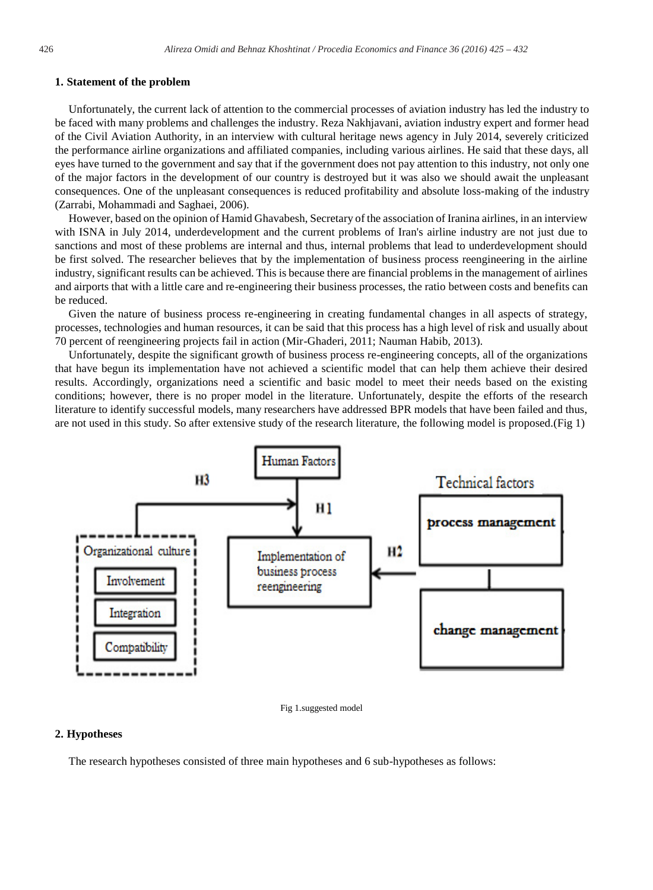## 1. Statement of the problem

Unfortunately, the current lack of attention to the commercial processes of aviation industry has led the industry to be faced with many problems and challenges the industry. Reza Nakhjavani, aviation industry expert and former head of the Civil Aviation Authority, in an interview with cultural heritage news agency in July 2014, severely criticized the performance airline organizations and affiliated companies, including various airlines. He said that these days, all eyes have turned to the government and say that if the government does not pay attention to this industry, not only one of the major factors in the development of our country is destroyed but it was also we should await the unpleasant consequences. One of the unpleasant consequences is reduced profitability and absolute loss-making of the industry (Zarrabi, Mohammadi and Saghaei, 2006).

However, based on the opinion of Hamid Ghavabesh, Secretary of the association of Iranina airlines, in an interview with ISNA in July 2014, underdevelopment and the current problems of Iran's airline industry are not just due to sanctions and most of these problems are internal and thus, internal problems that lead to underdevelopment should be first solved. The researcher believes that by the implementation of business process reengineering in the airline industry, significant results can be achieved. This is because there are financial problems in the management of airlines and airports that with a little care and re-engineering their business processes, the ratio between costs and benefits can be reduced.

Given the nature of business process re-engineering in creating fundamental changes in all aspects of strategy, processes, technologies and human resources, it can be said that this process has a high level of risk and usually about 70 percent of reengineering projects fail in action (Mir-Ghaderi, 2011; Nauman Habib, 2013).

Unfortunately, despite the significant growth of business process re-engineering concepts, all of the organizations that have begun its implementation have not achieved a scientific model that can help them achieve their desired results. Accordingly, organizations need a scientific and basic model to meet their needs based on the existing conditions; however, there is no proper model in the literature. Unfortunately, despite the efforts of the research literature to identify successful models, many researchers have addressed BPR models that have been failed and thus, are not used in this study. So after extensive study of the research literature, the following model is proposed.(Fig 1)

Human Factors

H3

H1

Technical factors

process management

Organizational culture

Involvement

Integration

Compatibility

Implementation of business process reengineering

H2

change management

Fig 1.suggested model

## 2. Hypotheses

The research hypotheses consisted of three main hypotheses and 6 sub-hypotheses as follows: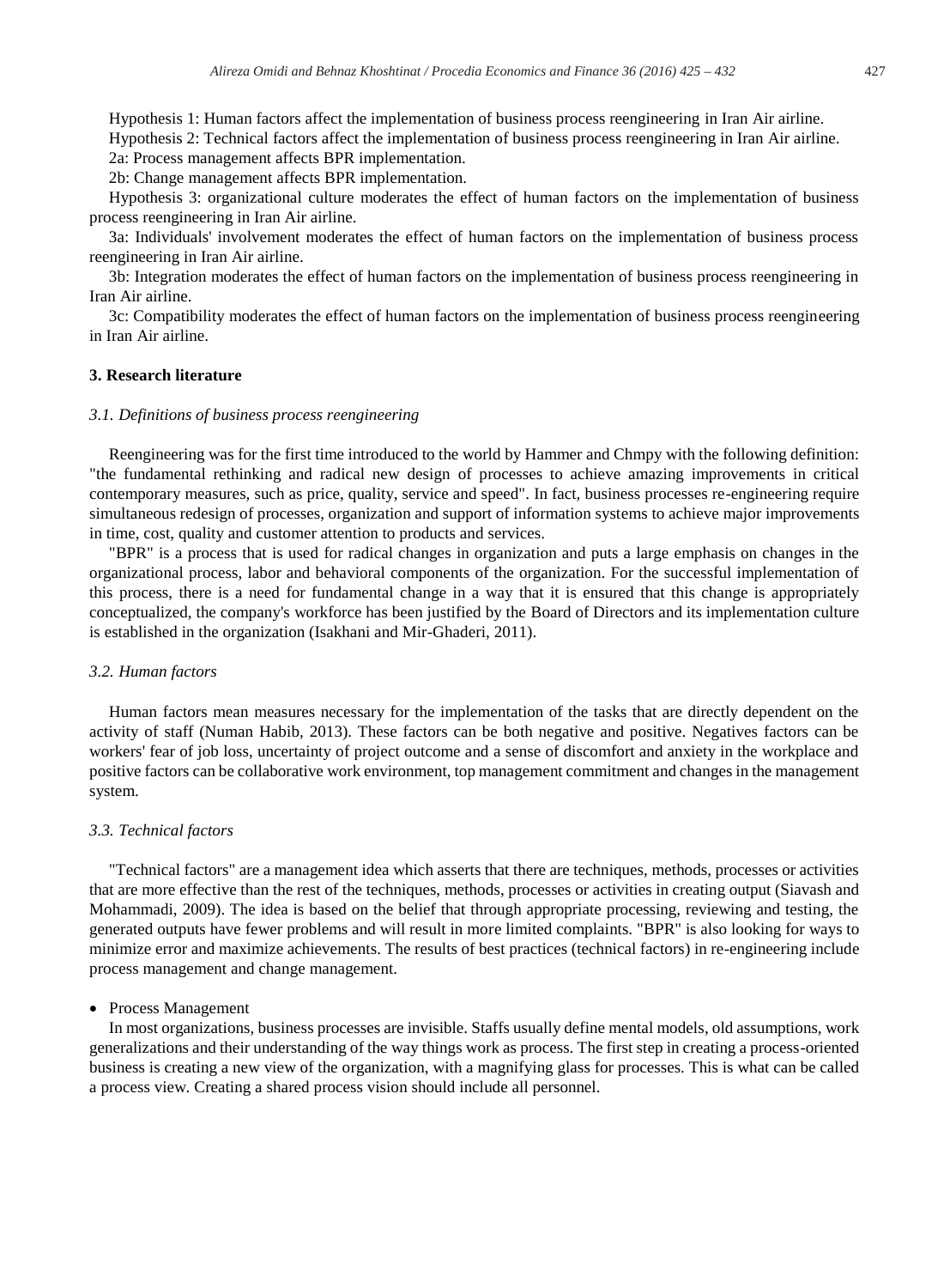Hypothesis 1: Human factors affect the implementation of business process reengineering in Iran Air airline.

Hypothesis 2: Technical factors affect the implementation of business process reengineering in Iran Air airline.

2a: Process management affects BPR implementation.

2b: Change management affects BPR implementation.

Hypothesis 3: organizational culture moderates the effect of human factors on the implementation of business process reengineering in Iran Air airline.

3a: Individuals' involvement moderates the effect of human factors on the implementation of business process reengineering in Iran Air airline.

3b: Integration moderates the effect of human factors on the implementation of business process reengineering in Iran Air airline.

3c: Compatibility moderates the effect of human factors on the implementation of business process reengineering in Iran Air airline.

## 3. Research literature

### *3.1. Definitions of business process reengineering*

Reengineering was for the first time introduced to the world by Hammer and Chmpy with the following definition: "the fundamental rethinking and radical new design of processes to achieve amazing improvements in critical contemporary measures, such as price, quality, service and speed". In fact, business processes re-engineering require simultaneous redesign of processes, organization and support of information systems to achieve major improvements in time, cost, quality and customer attention to products and services.

"BPR" is a process that is used for radical changes in organization and puts a large emphasis on changes in the organizational process, labor and behavioral components of the organization. For the successful implementation of this process, there is a need for fundamental change in a way that it is ensured that this change is appropriately conceptualized, the company's workforce has been justified by the Board of Directors and its implementation culture is established in the organization (Isakhani and Mir-Ghaderi, 2011).

### *3.2. Human factors*

Human factors mean measures necessary for the implementation of the tasks that are directly dependent on the activity of staff (Numan Habib, 2013). These factors can be both negative and positive. Negatives factors can be workers' fear of job loss, uncertainty of project outcome and a sense of discomfort and anxiety in the workplace and positive factors can be collaborative work environment, top management commitment and changes in the management system.

### *3.3. Technical factors*

"Technical factors" are a management idea which asserts that there are techniques, methods, processes or activities that are more effective than the rest of the techniques, methods, processes or activities in creating output (Siavash and Mohammadi, 2009). The idea is based on the belief that through appropriate processing, reviewing and testing, the generated outputs have fewer problems and will result in more limited complaints. "BPR" is also looking for ways to minimize error and maximize achievements. The results of best practices (technical factors) in re-engineering include process management and change management.

- Process Management

In most organizations, business processes are invisible. Staffs usually define mental models, old assumptions, work generalizations and their understanding of the way things work as process. The first step in creating a process-oriented business is creating a new view of the organization, with a magnifying glass for processes. This is what can be called a process view. Creating a shared process vision should include all personnel.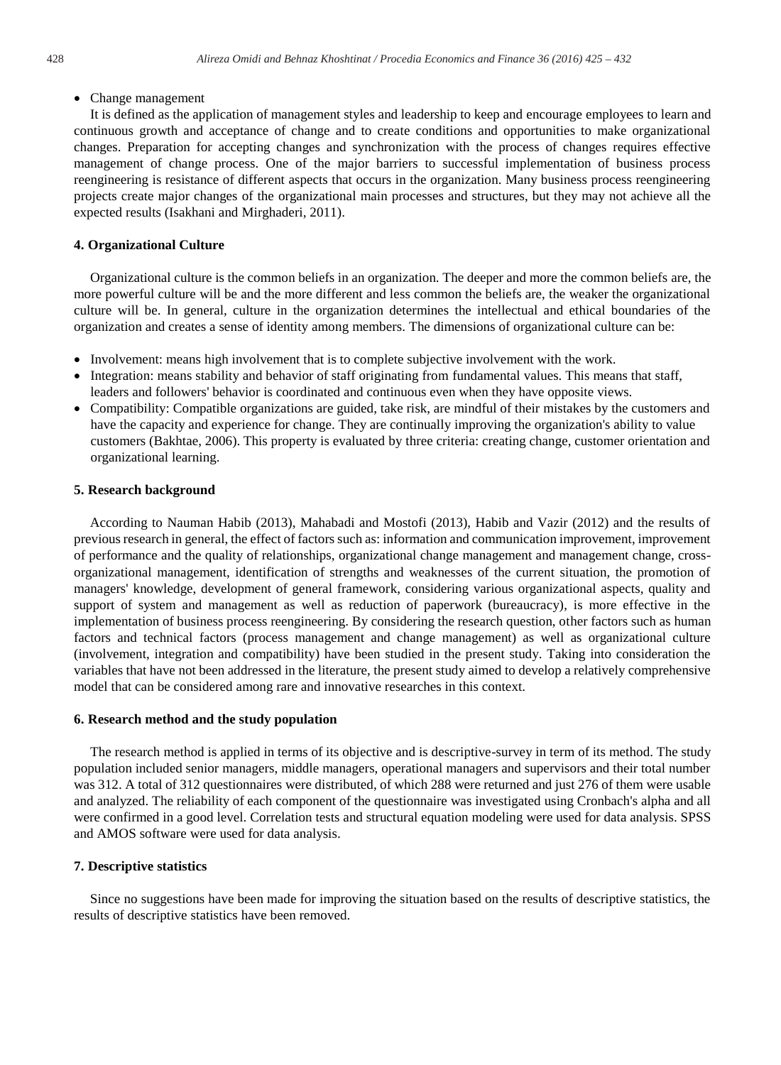- Change management

It is defined as the application of management styles and leadership to keep and encourage employees to learn and continuous growth and acceptance of change and to create conditions and opportunities to make organizational changes. Preparation for accepting changes and synchronization with the process of changes requires effective management of change process. One of the major barriers to successful implementation of business process reengineering is resistance of different aspects that occurs in the organization. Many business process reengineering projects create major changes of the organizational main processes and structures, but they may not achieve all the expected results (Isakhani and Mirghaderi, 2011).

## 4. Organizational Culture

Organizational culture is the common beliefs in an organization. The deeper and more the common beliefs are, the more powerful culture will be and the more different and less common the beliefs are, the weaker the organizational culture will be. In general, culture in the organization determines the intellectual and ethical boundaries of the organization and creates a sense of identity among members. The dimensions of organizational culture can be:

- Involvement: means high involvement that is to complete subjective involvement with the work.
- Integration: means stability and behavior of staff originating from fundamental values. This means that staff, leaders and followers' behavior is coordinated and continuous even when they have opposite views.
- Compatibility: Compatible organizations are guided, take risk, are mindful of their mistakes by the customers and have the capacity and experience for change. They are continually improving the organization's ability to value customers (Bakhtae, 2006). This property is evaluated by three criteria: creating change, customer orientation and organizational learning.

## 5. Research background

According to Nauman Habib (2013), Mahabadi and Mostofi (2013), Habib and Vazir (2012) and the results of previous research in general, the effect of factors such as: information and communication improvement, improvement of performance and the quality of relationships, organizational change management and management change, cross-organizational management, identification of strengths and weaknesses of the current situation, the promotion of managers' knowledge, development of general framework, considering various organizational aspects, quality and support of system and management as well as reduction of paperwork (bureaucracy), is more effective in the implementation of business process reengineering. By considering the research question, other factors such as human factors and technical factors (process management and change management) as well as organizational culture (involvement, integration and compatibility) have been studied in the present study. Taking into consideration the variables that have not been addressed in the literature, the present study aimed to develop a relatively comprehensive model that can be considered among rare and innovative researches in this context.

## 6. Research method and the study population

The research method is applied in terms of its objective and is descriptive-survey in term of its method. The study population included senior managers, middle managers, operational managers and supervisors and their total number was 312. A total of 312 questionnaires were distributed, of which 288 were returned and just 276 of them were usable and analyzed. The reliability of each component of the questionnaire was investigated using Cronbach's alpha and all were confirmed in a good level. Correlation tests and structural equation modeling were used for data analysis. SPSS and AMOS software were used for data analysis.

## 7. Descriptive statistics

Since no suggestions have been made for improving the situation based on the results of descriptive statistics, the results of descriptive statistics have been removed.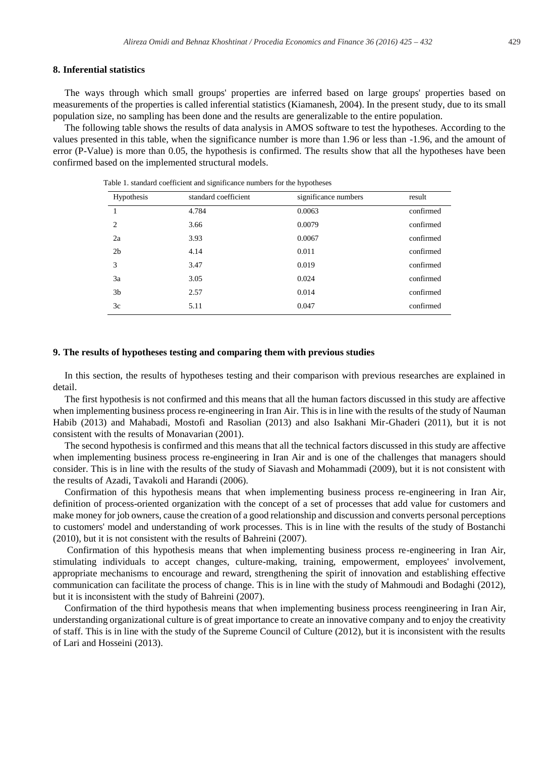## 8. Inferential statistics

The ways through which small groups' properties are inferred based on large groups' properties based on measurements of the properties is called inferential statistics (Kiamanesh, 2004). In the present study, due to its small population size, no sampling has been done and the results are generalizable to the entire population.

The following table shows the results of data analysis in AMOS software to test the hypotheses. According to the values presented in this table, when the significance number is more than 1.96 or less than -1.96, and the amount of error (P-Value) is more than 0.05, the hypothesis is confirmed. The results show that all the hypotheses have been confirmed based on the implemented structural models.

Table 1. standard coefficient and significance numbers for the hypotheses

| Hypothesis | standard coefficient | significance numbers | result |
|---|---|---|---|
| 1 | 4.784 | 0.0063 | confirmed |
| 2 | 3.66 | 0.0079 | confirmed |
| 2a | 3.93 | 0.0067 | confirmed |
| 2b | 4.14 | 0.011 | confirmed |
| 3 | 3.47 | 0.019 | confirmed |
| 3a | 3.05 | 0.024 | confirmed |
| 3b | 2.57 | 0.014 | confirmed |
| 3c | 5.11 | 0.047 | confirmed |

## 9. The results of hypotheses testing and comparing them with previous studies

In this section, the results of hypotheses testing and their comparison with previous researches are explained in detail.

The first hypothesis is not confirmed and this means that all the human factors discussed in this study are affective when implementing business process re-engineering in Iran Air. This is in line with the results of the study of Nauman Habib (2013) and Mahabadi, Mostofi and Rasolian (2013) and also Isakhani Mir-Ghaderi (2011), but it is not consistent with the results of Monavarian (2001).

The second hypothesis is confirmed and this means that all the technical factors discussed in this study are affective when implementing business process re-engineering in Iran Air and is one of the challenges that managers should consider. This is in line with the results of the study of Siavash and Mohammadi (2009), but it is not consistent with the results of Azadi, Tavakoli and Harandi (2006).

Confirmation of this hypothesis means that when implementing business process re-engineering in Iran Air, definition of process-oriented organization with the concept of a set of processes that add value for customers and make money for job owners, cause the creation of a good relationship and discussion and converts personal perceptions to customers' model and understanding of work processes. This is in line with the results of the study of Bostanchi (2010), but it is not consistent with the results of Bahreini (2007).

Confirmation of this hypothesis means that when implementing business process re-engineering in Iran Air, stimulating individuals to accept changes, culture-making, training, empowerment, employees' involvement, appropriate mechanisms to encourage and reward, strengthening the spirit of innovation and establishing effective communication can facilitate the process of change. This is in line with the study of Mahmoudi and Bodaghi (2012), but it is inconsistent with the study of Bahreini (2007).

Confirmation of the third hypothesis means that when implementing business process reengineering in Iran Air, understanding organizational culture is of great importance to create an innovative company and to enjoy the creativity of staff. This is in line with the study of the Supreme Council of Culture (2012), but it is inconsistent with the results of Lari and Hosseini (2013).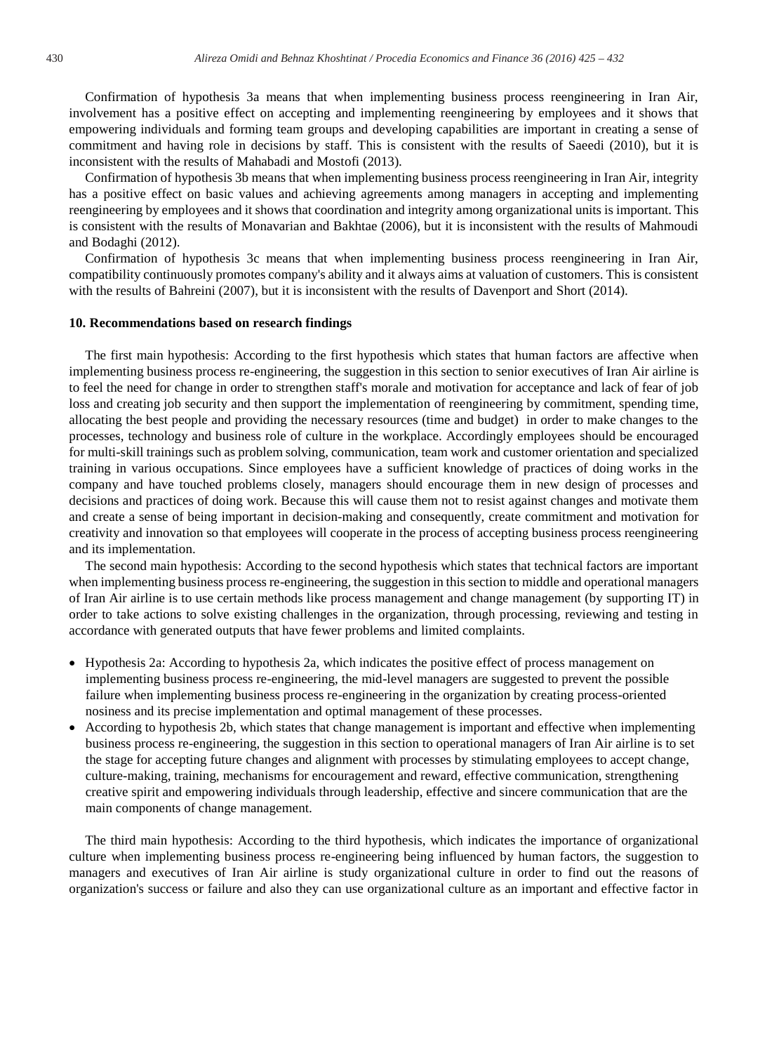Confirmation of hypothesis 3a means that when implementing business process reengineering in Iran Air, involvement has a positive effect on accepting and implementing reengineering by employees and it shows that empowering individuals and forming team groups and developing capabilities are important in creating a sense of commitment and having role in decisions by staff. This is consistent with the results of Saeedi (2010), but it is inconsistent with the results of Mahabadi and Mostofi (2013).

Confirmation of hypothesis 3b means that when implementing business process reengineering in Iran Air, integrity has a positive effect on basic values and achieving agreements among managers in accepting and implementing reengineering by employees and it shows that coordination and integrity among organizational units is important. This is consistent with the results of Monavarian and Bakhtae (2006), but it is inconsistent with the results of Mahmoudi and Bodaghi (2012).

Confirmation of hypothesis 3c means that when implementing business process reengineering in Iran Air, compatibility continuously promotes company's ability and it always aims at valuation of customers. This is consistent with the results of Bahreini (2007), but it is inconsistent with the results of Davenport and Short (2014).

## 10. Recommendations based on research findings

The first main hypothesis: According to the first hypothesis which states that human factors are affective when implementing business process re-engineering, the suggestion in this section to senior executives of Iran Air airline is to feel the need for change in order to strengthen staff's morale and motivation for acceptance and lack of fear of job loss and creating job security and then support the implementation of reengineering by commitment, spending time, allocating the best people and providing the necessary resources (time and budget) in order to make changes to the processes, technology and business role of culture in the workplace. Accordingly employees should be encouraged for multi-skill trainings such as problem solving, communication, team work and customer orientation and specialized training in various occupations. Since employees have a sufficient knowledge of practices of doing works in the company and have touched problems closely, managers should encourage them in new design of processes and decisions and practices of doing work. Because this will cause them not to resist against changes and motivate them and create a sense of being important in decision-making and consequently, create commitment and motivation for creativity and innovation so that employees will cooperate in the process of accepting business process reengineering and its implementation.

The second main hypothesis: According to the second hypothesis which states that technical factors are important when implementing business process re-engineering, the suggestion in this section to middle and operational managers of Iran Air airline is to use certain methods like process management and change management (by supporting IT) in order to take actions to solve existing challenges in the organization, through processing, reviewing and testing in accordance with generated outputs that have fewer problems and limited complaints.

- Hypothesis 2a: According to hypothesis 2a, which indicates the positive effect of process management on implementing business process re-engineering, the mid-level managers are suggested to prevent the possible failure when implementing business process re-engineering in the organization by creating process-oriented nosiness and its precise implementation and optimal management of these processes.
- According to hypothesis 2b, which states that change management is important and effective when implementing business process re-engineering, the suggestion in this section to operational managers of Iran Air airline is to set the stage for accepting future changes and alignment with processes by stimulating employees to accept change, culture-making, training, mechanisms for encouragement and reward, effective communication, strengthening creative spirit and empowering individuals through leadership, effective and sincere communication that are the main components of change management.

The third main hypothesis: According to the third hypothesis, which indicates the importance of organizational culture when implementing business process re-engineering being influenced by human factors, the suggestion to managers and executives of Iran Air airline is study organizational culture in order to find out the reasons of organization's success or failure and also they can use organizational culture as an important and effective factor in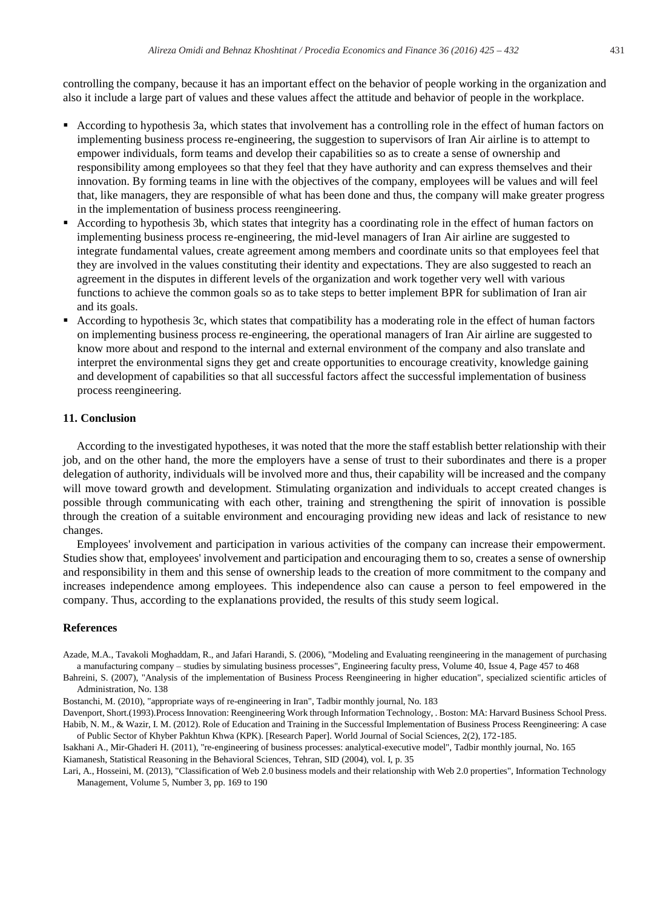controlling the company, because it has an important effect on the behavior of people working in the organization and also it include a large part of values and these values affect the attitude and behavior of people in the workplace.

- According to hypothesis 3a, which states that involvement has a controlling role in the effect of human factors on implementing business process re-engineering, the suggestion to supervisors of Iran Air airline is to attempt to empower individuals, form teams and develop their capabilities so as to create a sense of ownership and responsibility among employees so that they feel that they have authority and can express themselves and their innovation. By forming teams in line with the objectives of the company, employees will be values and will feel that, like managers, they are responsible of what has been done and thus, the company will make greater progress in the implementation of business process reengineering.
- According to hypothesis 3b, which states that integrity has a coordinating role in the effect of human factors on implementing business process re-engineering, the mid-level managers of Iran Air airline are suggested to integrate fundamental values, create agreement among members and coordinate units so that employees feel that they are involved in the values constituting their identity and expectations. They are also suggested to reach an agreement in the disputes in different levels of the organization and work together very well with various functions to achieve the common goals so as to take steps to better implement BPR for sublimation of Iran air and its goals.
- According to hypothesis 3c, which states that compatibility has a moderating role in the effect of human factors on implementing business process re-engineering, the operational managers of Iran Air airline are suggested to know more about and respond to the internal and external environment of the company and also translate and interpret the environmental signs they get and create opportunities to encourage creativity, knowledge gaining and development of capabilities so that all successful factors affect the successful implementation of business process reengineering.

## 11. Conclusion

According to the investigated hypotheses, it was noted that the more the staff establish better relationship with their job, and on the other hand, the more the employers have a sense of trust to their subordinates and there is a proper delegation of authority, individuals will be involved more and thus, their capability will be increased and the company will move toward growth and development. Stimulating organization and individuals to accept created changes is possible through communicating with each other, training and strengthening the spirit of innovation is possible through the creation of a suitable environment and encouraging providing new ideas and lack of resistance to new changes.

Employees' involvement and participation in various activities of the company can increase their empowerment. Studies show that, employees' involvement and participation and encouraging them to so, creates a sense of ownership and responsibility in them and this sense of ownership leads to the creation of more commitment to the company and increases independence among employees. This independence also can cause a person to feel empowered in the company. Thus, according to the explanations provided, the results of this study seem logical.

## References

Azade, M.A., Tavakoli Moghaddam, R., and Jafari Harandi, S. (2006), "Modeling and Evaluating reengineering in the management of purchasing a manufacturing company – studies by simulating business processes", Engineering faculty press, Volume 40, Issue 4, Page 457 to 468

Bahreini, S. (2007), "Analysis of the implementation of Business Process Reengineering in higher education", specialized scientific articles of Administration, No. 138

Bostanchi, M. (2010), "appropriate ways of re-engineering in Iran", Tadbir monthly journal, No. 183

Davenport, Short.(1993).Process Innovation: Reengineering Work through Information Technology, . Boston: MA: Harvard Business School Press.

Habib, N. M., & Wazir, I. M. (2012). Role of Education and Training in the Successful Implementation of Business Process Reengineering: A case of Public Sector of Khyber Pakhtun Khwa (KPK). [Research Paper]. World Journal of Social Sciences, 2(2), 172-185.

Isakhani A., Mir-Ghaderi H. (2011), "re-engineering of business processes: analytical-executive model", Tadbir monthly journal, No. 165

Kiamanesh, Statistical Reasoning in the Behavioral Sciences, Tehran, SID (2004), vol. I, p. 35

Lari, A., Hosseini, M. (2013), "Classification of Web 2.0 business models and their relationship with Web 2.0 properties", Information Technology Management, Volume 5, Number 3, pp. 169 to 190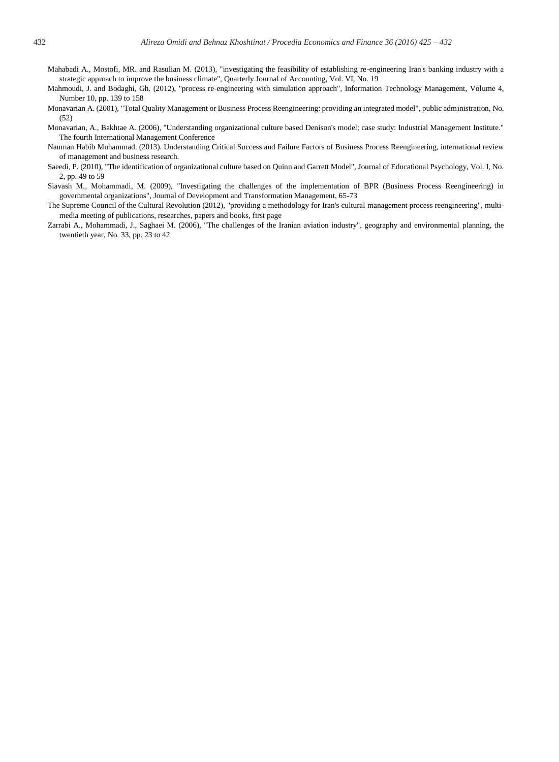Mahabadi A., Mostofi, MR. and Rasulian M. (2013), "investigating the feasibility of establishing re-engineering Iran's banking industry with a strategic approach to improve the business climate", Quarterly Journal of Accounting, Vol. VI, No. 19

Mahmoudi, J. and Bodaghi, Gh. (2012), "process re-engineering with simulation approach", Information Technology Management, Volume 4, Number 10, pp. 139 to 158

Monavarian A. (2001), "Total Quality Management or Business Process Reengineering: providing an integrated model", public administration, No. (52)

Monavarian, A., Bakhtae A. (2006), "Understanding organizational culture based Denison's model; case study: Industrial Management Institute." The fourth International Management Conference

Nauman Habib Muhammad. (2013). Understanding Critical Success and Failure Factors of Business Process Reengineering, international review of management and business research.

Saeedi, P. (2010), "The identification of organizational culture based on Quinn and Garrett Model", Journal of Educational Psychology, Vol. I, No. 2, pp. 49 to 59

Siavash M., Mohammadi, M. (2009), "Investigating the challenges of the implementation of BPR (Business Process Reengineering) in governmental organizations", Journal of Development and Transformation Management, 65-73

The Supreme Council of the Cultural Revolution (2012), "providing a methodology for Iran's cultural management process reengineering", multi-media meeting of publications, researches, papers and books, first page

Zarrabi A., Mohammadi, J., Saghaei M. (2006), "The challenges of the Iranian aviation industry", geography and environmental planning, the twentieth year, No. 33, pp. 23 to 42